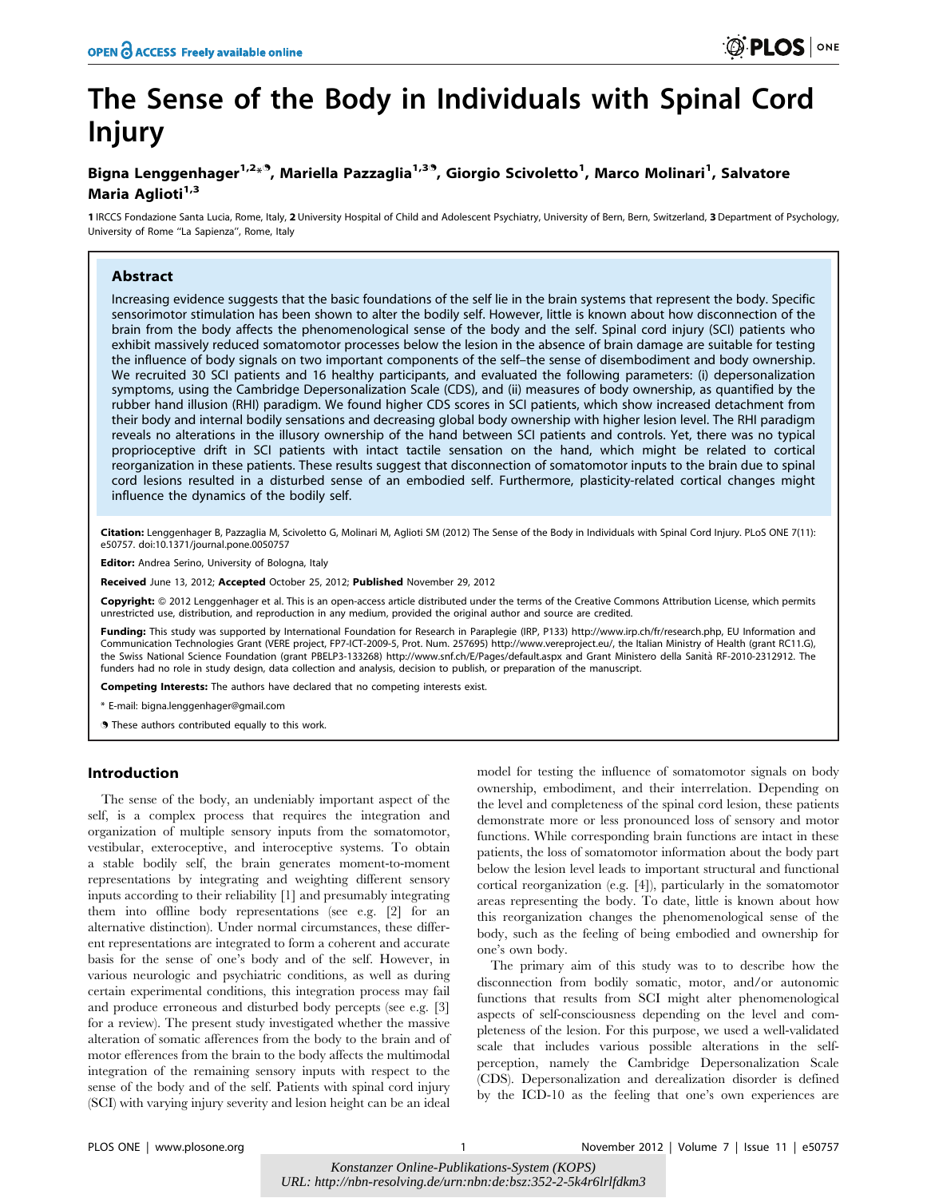# The Sense of the Body in Individuals with Spinal Cord Injury

**Bigna Lenggenhager[1,2*¶], Mariella Pazzaglia[1,3¶], Giorgio Scivoletto[1], Marco Molinari[1], Salvatore Maria Aglioti[1,3]**

1 IRCCS Fondazione Santa Lucia, Rome, Italy, 2 University Hospital of Child and Adolescent Psychiatry, University of Bern, Bern, Switzerland, 3 Department of Psychology, University of Rome "La Sapienza", Rome, Italy

## Abstract

Increasing evidence suggests that the basic foundations of the self lie in the brain systems that represent the body. Specific sensorimotor stimulation has been shown to alter the bodily self. However, little is known about how disconnection of the brain from the body affects the phenomenological sense of the body and the self. Spinal cord injury (SCI) patients who exhibit massively reduced somatomotor processes below the lesion in the absence of brain damage are suitable for testing the influence of body signals on two important components of the self–the sense of disembodiment and body ownership. We recruited 30 SCI patients and 16 healthy participants, and evaluated the following parameters: (i) depersonalization symptoms, using the Cambridge Depersonalization Scale (CDS), and (ii) measures of body ownership, as quantified by the rubber hand illusion (RHI) paradigm. We found higher CDS scores in SCI patients, which show increased detachment from their body and internal bodily sensations and decreasing global body ownership with higher lesion level. The RHI paradigm reveals no alterations in the illusory ownership of the hand between SCI patients and controls. Yet, there was no typical proprioceptive drift in SCI patients with intact tactile sensation on the hand, which might be related to cortical reorganization in these patients. These results suggest that disconnection of somatomotor inputs to the brain due to spinal cord lesions resulted in a disturbed sense of an embodied self. Furthermore, plasticity-related cortical changes might influence the dynamics of the bodily self.

**Citation:** Lenggenhager B, Pazzaglia M, Scivoletto G, Molinari M, Aglioti SM (2012) The Sense of the Body in Individuals with Spinal Cord Injury. PLoS ONE 7(11): e50757. doi:10.1371/journal.pone.0050757

**Editor:** Andrea Serino, University of Bologna, Italy

**Received** June 13, 2012; **Accepted** October 25, 2012; **Published** November 29, 2012

**Copyright:** © 2012 Lenggenhager et al. This is an open-access article distributed under the terms of the Creative Commons Attribution License, which permits unrestricted use, distribution, and reproduction in any medium, provided the original author and source are credited.

**Funding:** This study was supported by International Foundation for Research in Paraplegie (IRP, P133) http://www.irp.ch/fr/research.php, EU Information and Communication Technologies Grant (VERE project, FP7-ICT-2009-5, Prot. Num. 257695) http://www.vereproject.eu/, the Italian Ministry of Health (grant RC11.G), the Swiss National Science Foundation (grant PBELP3-133268) http://www.snf.ch/E/Pages/default.aspx and Grant Ministero della Sanità RF-2010-2312912. The funders had no role in study design, data collection and analysis, decision to publish, or preparation of the manuscript.

**Competing Interests:** The authors have declared that no competing interests exist.

* E-mail: bigna.lenggenhager@gmail.com

¶ These authors contributed equally to this work.

## Introduction

The sense of the body, an undeniably important aspect of the self, is a complex process that requires the integration and organization of multiple sensory inputs from the somatomotor, vestibular, exteroceptive, and interoceptive systems. To obtain a stable bodily self, the brain generates moment-to-moment representations by integrating and weighting different sensory inputs according to their reliability [1] and presumably integrating them into offline body representations (see e.g. [2] for an alternative distinction). Under normal circumstances, these different representations are integrated to form a coherent and accurate basis for the sense of one's body and of the self. However, in various neurologic and psychiatric conditions, as well as during certain experimental conditions, this integration process may fail and produce erroneous and disturbed body percepts (see e.g. [3] for a review). The present study investigated whether the massive alteration of somatic afferences from the body to the brain and of motor efferences from the brain to the body affects the multimodal integration of the remaining sensory inputs with respect to the sense of the body and of the self. Patients with spinal cord injury (SCI) with varying injury severity and lesion height can be an ideal model for testing the influence of somatomotor signals on body ownership, embodiment, and their interrelation. Depending on the level and completeness of the spinal cord lesion, these patients demonstrate more or less pronounced loss of sensory and motor functions. While corresponding brain functions are intact in these patients, the loss of somatomotor information about the body part below the lesion level leads to important structural and functional cortical reorganization (e.g. [4]), particularly in the somatomotor areas representing the body. To date, little is known about how this reorganization changes the phenomenological sense of the body, such as the feeling of being embodied and ownership for one's own body.

The primary aim of this study was to to describe how the disconnection from bodily somatic, motor, and/or autonomic functions that results from SCI might alter phenomenological aspects of self-consciousness depending on the level and completeness of the lesion. For this purpose, we used a well-validated scale that includes various possible alterations in the self-perception, namely the Cambridge Depersonalization Scale (CDS). Depersonalization and derealization disorder is defined by the ICD-10 as the feeling that one's own experiences are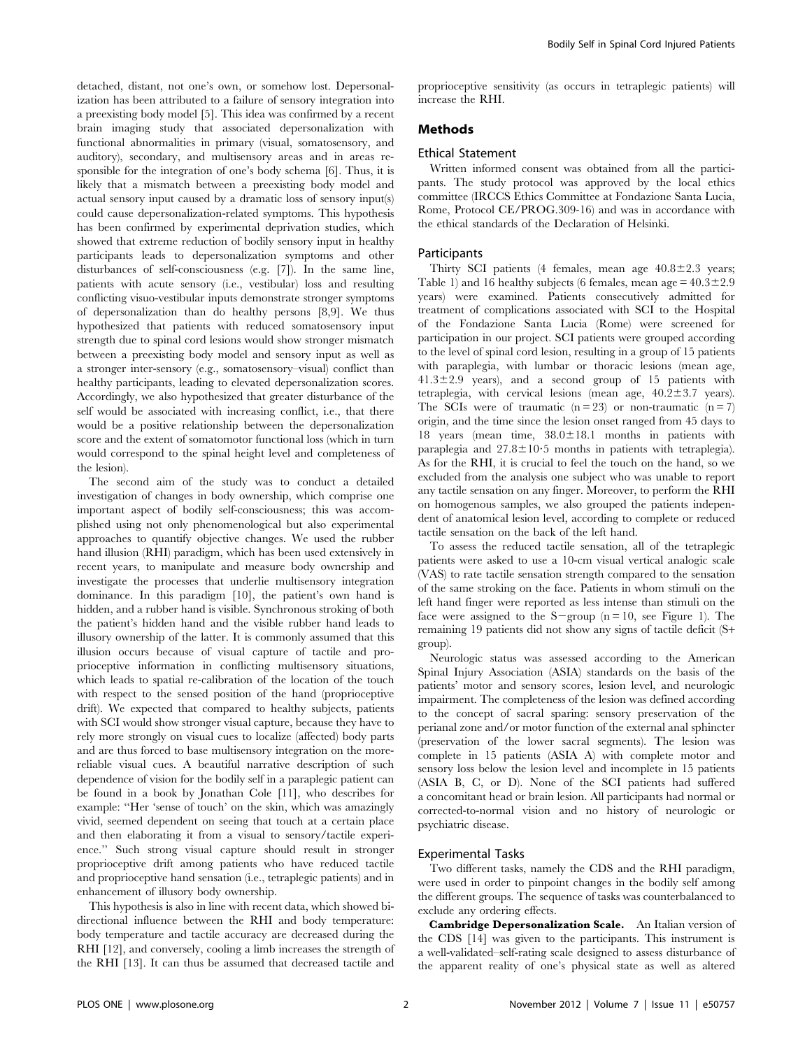detached, distant, not one's own, or somehow lost. Depersonalization has been attributed to a failure of sensory integration into a preexisting body model [5]. This idea was confirmed by a recent brain imaging study that associated depersonalization with functional abnormalities in primary (visual, somatosensory, and auditory), secondary, and multisensory areas and in areas responsible for the integration of one's body schema [6]. Thus, it is likely that a mismatch between a preexisting body model and actual sensory input caused by a dramatic loss of sensory input(s) could cause depersonalization-related symptoms. This hypothesis has been confirmed by experimental deprivation studies, which showed that extreme reduction of bodily sensory input in healthy participants leads to depersonalization symptoms and other disturbances of self-consciousness (e.g. [7]). In the same line, patients with acute sensory (i.e., vestibular) loss and resulting conflicting visuo-vestibular inputs demonstrate stronger symptoms of depersonalization than do healthy persons [8,9]. We thus hypothesized that patients with reduced somatosensory input strength due to spinal cord lesions would show stronger mismatch between a preexisting body model and sensory input as well as a stronger inter-sensory (e.g., somatosensory–visual) conflict than healthy participants, leading to elevated depersonalization scores. Accordingly, we also hypothesized that greater disturbance of the self would be associated with increasing conflict, i.e., that there would be a positive relationship between the depersonalization score and the extent of somatomotor functional loss (which in turn would correspond to the spinal height level and completeness of the lesion).

The second aim of the study was to conduct a detailed investigation of changes in body ownership, which comprise one important aspect of bodily self-consciousness; this was accomplished using not only phenomenological but also experimental approaches to quantify objective changes. We used the rubber hand illusion (RHI) paradigm, which has been used extensively in recent years, to manipulate and measure body ownership and investigate the processes that underlie multisensory integration dominance. In this paradigm [10], the patient's own hand is hidden, and a rubber hand is visible. Synchronous stroking of both the patient's hidden hand and the visible rubber hand leads to illusory ownership of the latter. It is commonly assumed that this illusion occurs because of visual capture of tactile and proprioceptive information in conflicting multisensory situations, which leads to spatial re-calibration of the location of the touch with respect to the sensed position of the hand (proprioceptive drift). We expected that compared to healthy subjects, patients with SCI would show stronger visual capture, because they have to rely more strongly on visual cues to localize (affected) body parts and are thus forced to base multisensory integration on the more-reliable visual cues. A beautiful narrative description of such dependence of vision for the bodily self in a paraplegic patient can be found in a book by Jonathan Cole [11], who describes for example: "Her 'sense of touch' on the skin, which was amazingly vivid, seemed dependent on seeing that touch at a certain place and then elaborating it from a visual to sensory/tactile experience." Such strong visual capture should result in stronger proprioceptive drift among patients who have reduced tactile and proprioceptive hand sensation (i.e., tetraplegic patients) and in enhancement of illusory body ownership.

This hypothesis is also in line with recent data, which showed bi-directional influence between the RHI and body temperature: body temperature and tactile accuracy are decreased during the RHI [12], and conversely, cooling a limb increases the strength of the RHI [13]. It can thus be assumed that decreased tactile and proprioceptive sensitivity (as occurs in tetraplegic patients) will increase the RHI.

## Methods

### Ethical Statement

Written informed consent was obtained from all the participants. The study protocol was approved by the local ethics committee (IRCCS Ethics Committee at Fondazione Santa Lucia, Rome, Protocol CE/PROG.309-16) and was in accordance with the ethical standards of the Declaration of Helsinki.

### Participants

Thirty SCI patients (4 females, mean age $40.8 \pm 2.3$ years; Table 1) and 16 healthy subjects (6 females, mean age $= 40.3 \pm 2.9$ years) were examined. Patients consecutively admitted for treatment of complications associated with SCI to the Hospital of the Fondazione Santa Lucia (Rome) were screened for participation in our project. SCI patients were grouped according to the level of spinal cord lesion, resulting in a group of 15 patients with paraplegia, with lumbar or thoracic lesions (mean age, $41.3 \pm 2.9$ years), and a second group of 15 patients with tetraplegia, with cervical lesions (mean age, $40.2 \pm 3.7$ years). The SCIs were of traumatic ($n = 23$) or non-traumatic ($n = 7$) origin, and the time since the lesion onset ranged from 45 days to 18 years (mean time, $38.0 \pm 18.1$ months in patients with paraplegia and $27.8 \pm 10{\cdot}5$ months in patients with tetraplegia). As for the RHI, it is crucial to feel the touch on the hand, so we excluded from the analysis one subject who was unable to report any tactile sensation on any finger. Moreover, to perform the RHI on homogenous samples, we also grouped the patients independent of anatomical lesion level, according to complete or reduced tactile sensation on the back of the left hand.

To assess the reduced tactile sensation, all of the tetraplegic patients were asked to use a 10-cm visual vertical analogic scale (VAS) to rate tactile sensation strength compared to the sensation of the same stroking on the face. Patients in whom stimuli on the left hand finger were reported as less intense than stimuli on the face were assigned to the S− group ($n = 10$, see Figure 1). The remaining 19 patients did not show any signs of tactile deficit (S+ group).

Neurologic status was assessed according to the American Spinal Injury Association (ASIA) standards on the basis of the patients' motor and sensory scores, lesion level, and neurologic impairment. The completeness of the lesion was defined according to the concept of sacral sparing: sensory preservation of the perianal zone and/or motor function of the external anal sphincter (preservation of the lower sacral segments). The lesion was complete in 15 patients (ASIA A) with complete motor and sensory loss below the lesion level and incomplete in 15 patients (ASIA B, C, or D). None of the SCI patients had suffered a concomitant head or brain lesion. All participants had normal or corrected-to-normal vision and no history of neurologic or psychiatric disease.

### Experimental Tasks

Two different tasks, namely the CDS and the RHI paradigm, were used in order to pinpoint changes in the bodily self among the different groups. The sequence of tasks was counterbalanced to exclude any ordering effects.

**Cambridge Depersonalization Scale.** An Italian version of the CDS [14] was given to the participants. This instrument is a well-validated–self-rating scale designed to assess disturbance of the apparent reality of one's physical state as well as altered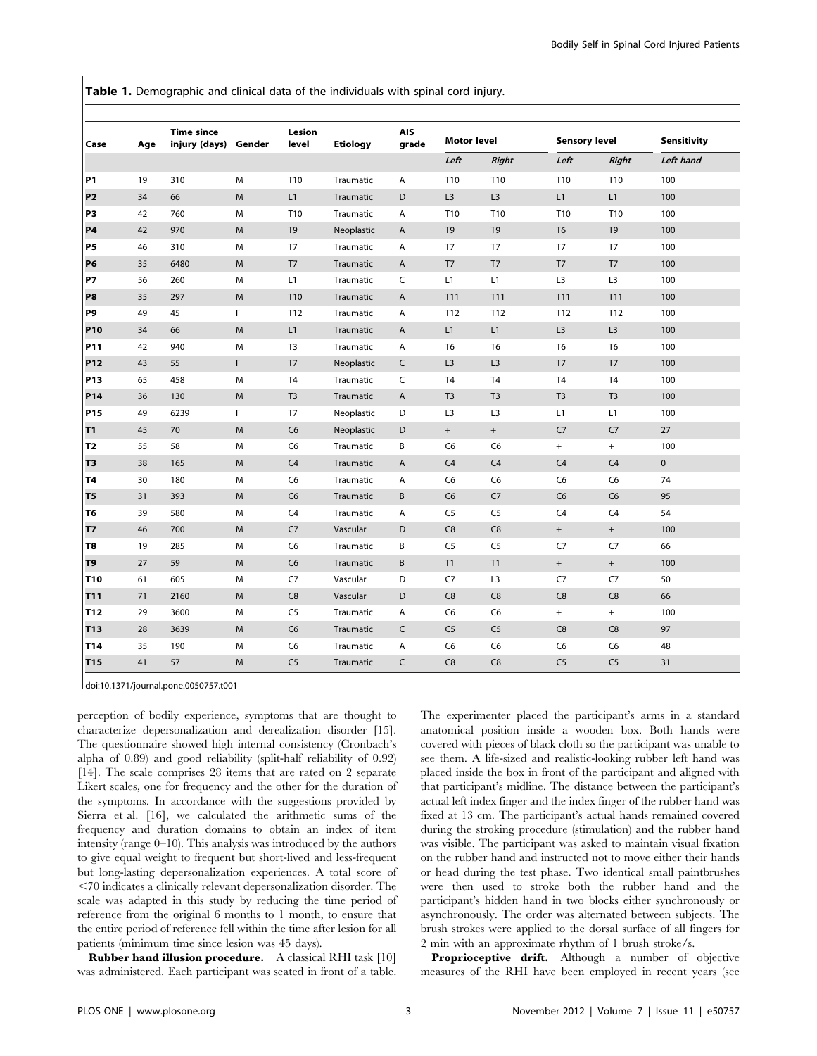**Table 1.** Demographic and clinical data of the individuals with spinal cord injury.

| Case | Age | Time since injury (days) | Gender | Lesion level | Etiology | AIS grade | Motor level | | Sensory level | | Sensitivity |
|---|---|---|---|---|---|---|---|---|---|---|---|
| | | | | | | | *Left* | *Right* | *Left* | *Right* | *Left hand* |
| **P1** | 19 | 310 | M | T10 | Traumatic | A | T10 | T10 | T10 | T10 | 100 |
| **P2** | 34 | 66 | M | L1 | Traumatic | D | L3 | L3 | L1 | L1 | 100 |
| **P3** | 42 | 760 | M | T10 | Traumatic | A | T10 | T10 | T10 | T10 | 100 |
| **P4** | 42 | 970 | M | T9 | Neoplastic | A | T9 | T9 | T6 | T9 | 100 |
| **P5** | 46 | 310 | M | T7 | Traumatic | A | T7 | T7 | T7 | T7 | 100 |
| **P6** | 35 | 6480 | M | T7 | Traumatic | A | T7 | T7 | T7 | T7 | 100 |
| **P7** | 56 | 260 | M | L1 | Traumatic | C | L1 | L1 | L3 | L3 | 100 |
| **P8** | 35 | 297 | M | T10 | Traumatic | A | T11 | T11 | T11 | T11 | 100 |
| **P9** | 49 | 45 | F | T12 | Traumatic | A | T12 | T12 | T12 | T12 | 100 |
| **P10** | 34 | 66 | M | L1 | Traumatic | A | L1 | L1 | L3 | L3 | 100 |
| **P11** | 42 | 940 | M | T3 | Traumatic | A | T6 | T6 | T6 | T6 | 100 |
| **P12** | 43 | 55 | F | T7 | Neoplastic | C | L3 | L3 | T7 | T7 | 100 |
| **P13** | 65 | 458 | M | T4 | Traumatic | C | T4 | T4 | T4 | T4 | 100 |
| **P14** | 36 | 130 | M | T3 | Traumatic | A | T3 | T3 | T3 | T3 | 100 |
| **P15** | 49 | 6239 | F | T7 | Neoplastic | D | L3 | L3 | L1 | L1 | 100 |
| **T1** | 45 | 70 | M | C6 | Neoplastic | D | + | + | C7 | C7 | 27 |
| **T2** | 55 | 58 | M | C6 | Traumatic | B | C6 | C6 | + | + | 100 |
| **T3** | 38 | 165 | M | C4 | Traumatic | A | C4 | C4 | C4 | C4 | 0 |
| **T4** | 30 | 180 | M | C6 | Traumatic | A | C6 | C6 | C6 | C6 | 74 |
| **T5** | 31 | 393 | M | C6 | Traumatic | B | C6 | C7 | C6 | C6 | 95 |
| **T6** | 39 | 580 | M | C4 | Traumatic | A | C5 | C5 | C4 | C4 | 54 |
| **T7** | 46 | 700 | M | C7 | Vascular | D | C8 | C8 | + | + | 100 |
| **T8** | 19 | 285 | M | C6 | Traumatic | B | C5 | C5 | C7 | C7 | 66 |
| **T9** | 27 | 59 | M | C6 | Traumatic | B | T1 | T1 | + | + | 100 |
| **T10** | 61 | 605 | M | C7 | Vascular | D | C7 | L3 | C7 | C7 | 50 |
| **T11** | 71 | 2160 | M | C8 | Vascular | D | C8 | C8 | C8 | C8 | 66 |
| **T12** | 29 | 3600 | M | C5 | Traumatic | A | C6 | C6 | + | + | 100 |
| **T13** | 28 | 3639 | M | C6 | Traumatic | C | C5 | C5 | C8 | C8 | 97 |
| **T14** | 35 | 190 | M | C6 | Traumatic | A | C6 | C6 | C6 | C6 | 48 |
| **T15** | 41 | 57 | M | C5 | Traumatic | C | C8 | C8 | C5 | C5 | 31 |

doi:10.1371/journal.pone.0050757.t001

perception of bodily experience, symptoms that are thought to characterize depersonalization and derealization disorder [15]. The questionnaire showed high internal consistency (Cronbach's alpha of 0.89) and good reliability (split-half reliability of 0.92) [14]. The scale comprises 28 items that are rated on 2 separate Likert scales, one for frequency and the other for the duration of the symptoms. In accordance with the suggestions provided by Sierra et al. [16], we calculated the arithmetic sums of the frequency and duration domains to obtain an index of item intensity (range 0–10). This analysis was introduced by the authors to give equal weight to frequent but short-lived and less-frequent but long-lasting depersonalization experiences. A total score of <70 indicates a clinically relevant depersonalization disorder. The scale was adapted in this study by reducing the time period of reference from the original 6 months to 1 month, to ensure that the entire period of reference fell within the time after lesion for all patients (minimum time since lesion was 45 days).

**Rubber hand illusion procedure.** A classical RHI task [10] was administered. Each participant was seated in front of a table. The experimenter placed the participant's arms in a standard anatomical position inside a wooden box. Both hands were covered with pieces of black cloth so the participant was unable to see them. A life-sized and realistic-looking rubber left hand was placed inside the box in front of the participant and aligned with that participant's midline. The distance between the participant's actual left index finger and the index finger of the rubber hand was fixed at 13 cm. The participant's actual hands remained covered during the stroking procedure (stimulation) and the rubber hand was visible. The participant was asked to maintain visual fixation on the rubber hand and instructed not to move either their hands or head during the test phase. Two identical small paintbrushes were then used to stroke both the rubber hand and the participant's hidden hand in two blocks either synchronously or asynchronously. The order was alternated between subjects. The brush strokes were applied to the dorsal surface of all fingers for 2 min with an approximate rhythm of 1 brush stroke/s.

**Proprioceptive drift.** Although a number of objective measures of the RHI have been employed in recent years (see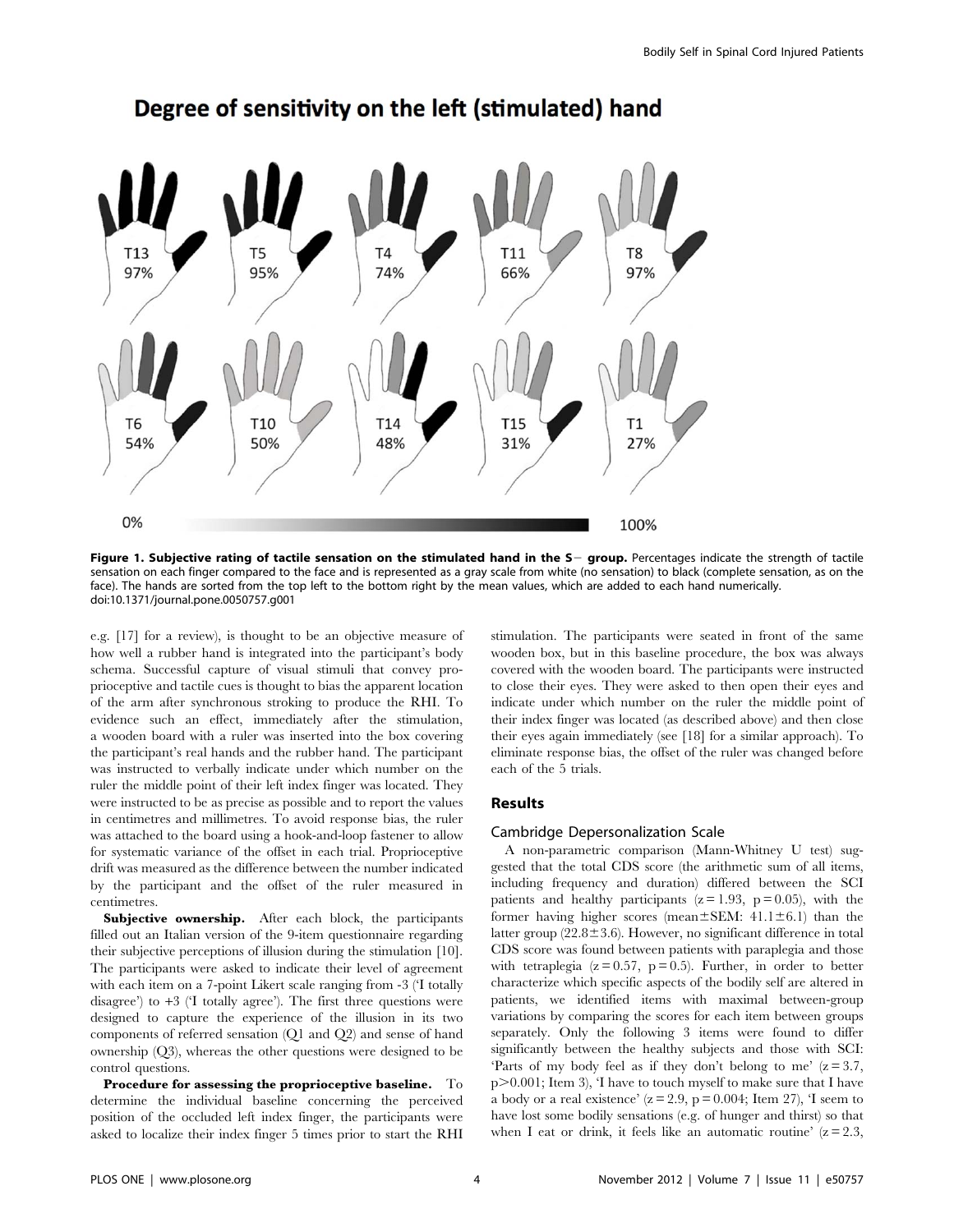Degree of sensitivity on the left (stimulated) hand

T13 97% | T5 95% | T4 74% | T11 66% | T8 97%

T6 54% | T10 50% | T14 48% | T15 31% | T1 27%

0% — 100%

**Figure 1. Subjective rating of tactile sensation on the stimulated hand in the S− group.** Percentages indicate the strength of tactile sensation on each finger compared to the face and is represented as a gray scale from white (no sensation) to black (complete sensation, as on the face). The hands are sorted from the top left to the bottom right by the mean values, which are added to each hand numerically.
doi:10.1371/journal.pone.0050757.g001

e.g. [17] for a review), is thought to be an objective measure of how well a rubber hand is integrated into the participant's body schema. Successful capture of visual stimuli that convey proprioceptive and tactile cues is thought to bias the apparent location of the arm after synchronous stroking to produce the RHI. To evidence such an effect, immediately after the stimulation, a wooden board with a ruler was inserted into the box covering the participant's real hands and the rubber hand. The participant was instructed to verbally indicate under which number on the ruler the middle point of their left index finger was located. They were instructed to be as precise as possible and to report the values in centimetres and millimetres. To avoid response bias, the ruler was attached to the board using a hook-and-loop fastener to allow for systematic variance of the offset in each trial. Proprioceptive drift was measured as the difference between the number indicated by the participant and the offset of the ruler measured in centimetres.

**Subjective ownership.** After each block, the participants filled out an Italian version of the 9-item questionnaire regarding their subjective perceptions of illusion during the stimulation [10]. The participants were asked to indicate their level of agreement with each item on a 7-point Likert scale ranging from -3 ('I totally disagree') to +3 ('I totally agree'). The first three questions were designed to capture the experience of the illusion in its two components of referred sensation (Q1 and Q2) and sense of hand ownership (Q3), whereas the other questions were designed to be control questions.

**Procedure for assessing the proprioceptive baseline.** To determine the individual baseline concerning the perceived position of the occluded left index finger, the participants were asked to localize their index finger 5 times prior to start the RHI stimulation. The participants were seated in front of the same wooden box, but in this baseline procedure, the box was always covered with the wooden board. The participants were instructed to close their eyes. They were asked to then open their eyes and indicate under which number on the ruler the middle point of their index finger was located (as described above) and then close their eyes again immediately (see [18] for a similar approach). To eliminate response bias, the offset of the ruler was changed before each of the 5 trials.

## Results

### Cambridge Depersonalization Scale

A non-parametric comparison (Mann-Whitney U test) suggested that the total CDS score (the arithmetic sum of all items, including frequency and duration) differed between the SCI patients and healthy participants ($z = 1.93$, $p = 0.05$), with the former having higher scores (mean±SEM: $41.1 \pm 6.1$) than the latter group ($22.8 \pm 3.6$). However, no significant difference in total CDS score was found between patients with paraplegia and those with tetraplegia ($z = 0.57$, $p = 0.5$). Further, in order to better characterize which specific aspects of the bodily self are altered in patients, we identified items with maximal between-group variations by comparing the scores for each item between groups separately. Only the following 3 items were found to differ significantly between the healthy subjects and those with SCI: 'Parts of my body feel as if they don't belong to me' ($z = 3.7$, $p > 0.001$; Item 3), 'I have to touch myself to make sure that I have a body or a real existence' ($z = 2.9$, $p = 0.004$; Item 27), 'I seem to have lost some bodily sensations (e.g. of hunger and thirst) so that when I eat or drink, it feels like an automatic routine' ($z = 2.3$,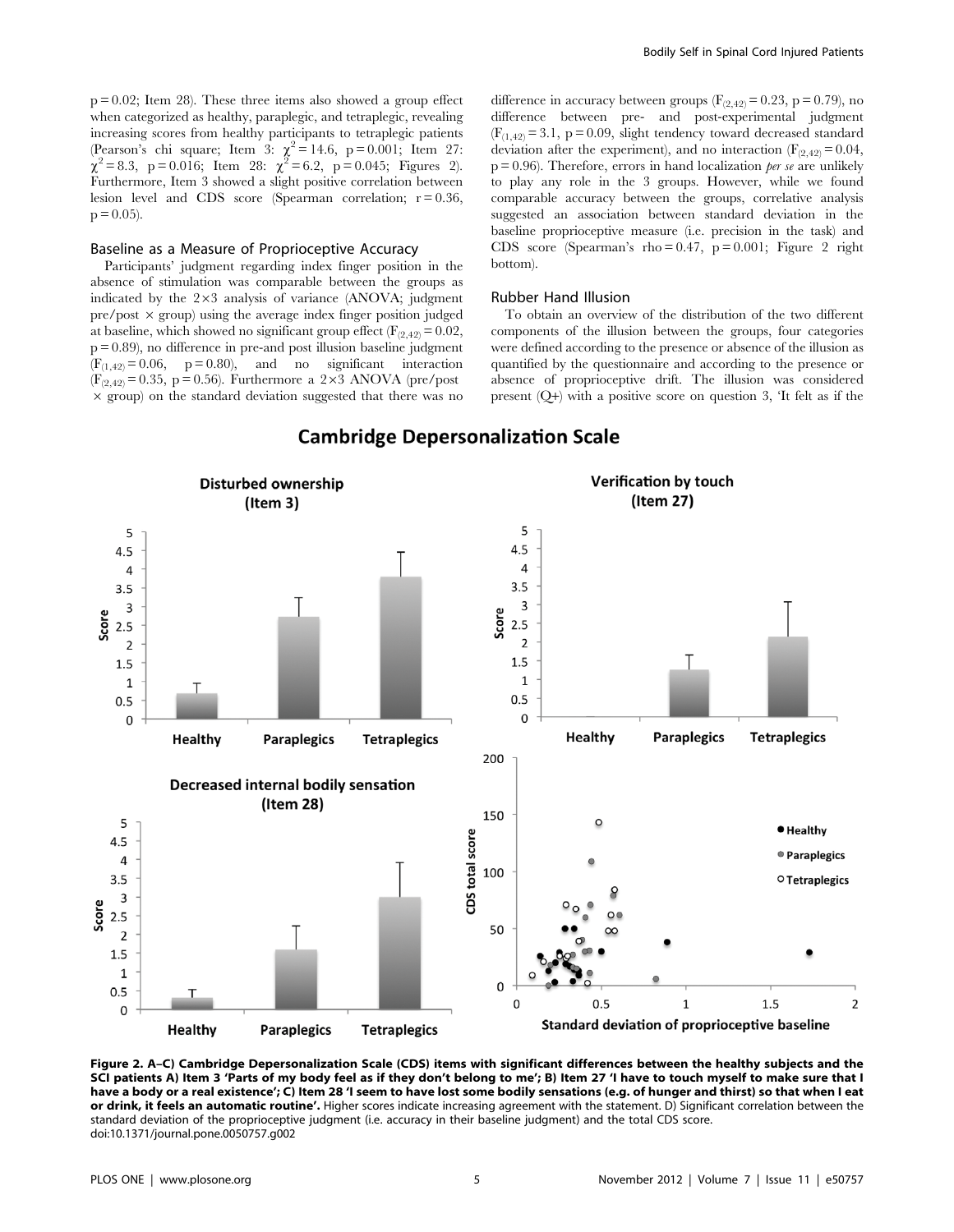p = 0.02; Item 28). These three items also showed a group effect when categorized as healthy, paraplegic, and tetraplegic, revealing increasing scores from healthy participants to tetraplegic patients (Pearson's chi square; Item 3: $\chi^2 = 14.6$, $p = 0.001$; Item 27: $\chi^2 = 8.3$, $p = 0.016$; Item 28: $\chi^2 = 6.2$, $p = 0.045$; Figures 2). Furthermore, Item 3 showed a slight positive correlation between lesion level and CDS score (Spearman correlation; $r = 0.36$, $p = 0.05$).

### Baseline as a Measure of Proprioceptive Accuracy

Participants' judgment regarding index finger position in the absence of stimulation was comparable between the groups as indicated by the 2×3 analysis of variance (ANOVA; judgment pre/post × group) using the average index finger position judged at baseline, which showed no significant group effect ($F_{(2,42)} = 0.02$, $p = 0.89$), no difference in pre-and post illusion baseline judgment ($F_{(1,42)} = 0.06$, $p = 0.80$), and no significant interaction ($F_{(2,42)} = 0.35$, $p = 0.56$). Furthermore a 2×3 ANOVA (pre/post × group) on the standard deviation suggested that there was no difference in accuracy between groups ($F_{(2,42)} = 0.23$, $p = 0.79$), no difference between pre- and post-experimental judgment ($F_{(1,42)} = 3.1$, $p = 0.09$, slight tendency toward decreased standard deviation after the experiment), and no interaction ($F_{(2,42)} = 0.04$, $p = 0.96$). Therefore, errors in hand localization *per se* are unlikely to play any role in the 3 groups. However, while we found comparable accuracy between the groups, correlative analysis suggested an association between standard deviation in the baseline proprioceptive measure (i.e. precision in the task) and CDS score (Spearman's rho = 0.47, $p = 0.001$; Figure 2 right bottom).

### Rubber Hand Illusion

To obtain an overview of the distribution of the two different components of the illusion between the groups, four categories were defined according to the presence or absence of the illusion as quantified by the questionnaire and according to the presence or absence of proprioceptive drift. The illusion was considered present (Q+) with a positive score on question 3, 'It felt as if the

**Figure 2. A–C) Cambridge Depersonalization Scale (CDS) items with significant differences between the healthy subjects and the SCI patients A) Item 3 'Parts of my body feel as if they don't belong to me'; B) Item 27 'I have to touch myself to make sure that I have a body or a real existence'; C) Item 28 'I seem to have lost some bodily sensations (e.g. of hunger and thirst) so that when I eat or drink, it feels an automatic routine'.** Higher scores indicate increasing agreement with the statement. D) Significant correlation between the standard deviation of the proprioceptive judgment (i.e. accuracy in their baseline judgment) and the total CDS score.
doi:10.1371/journal.pone.0050757.g002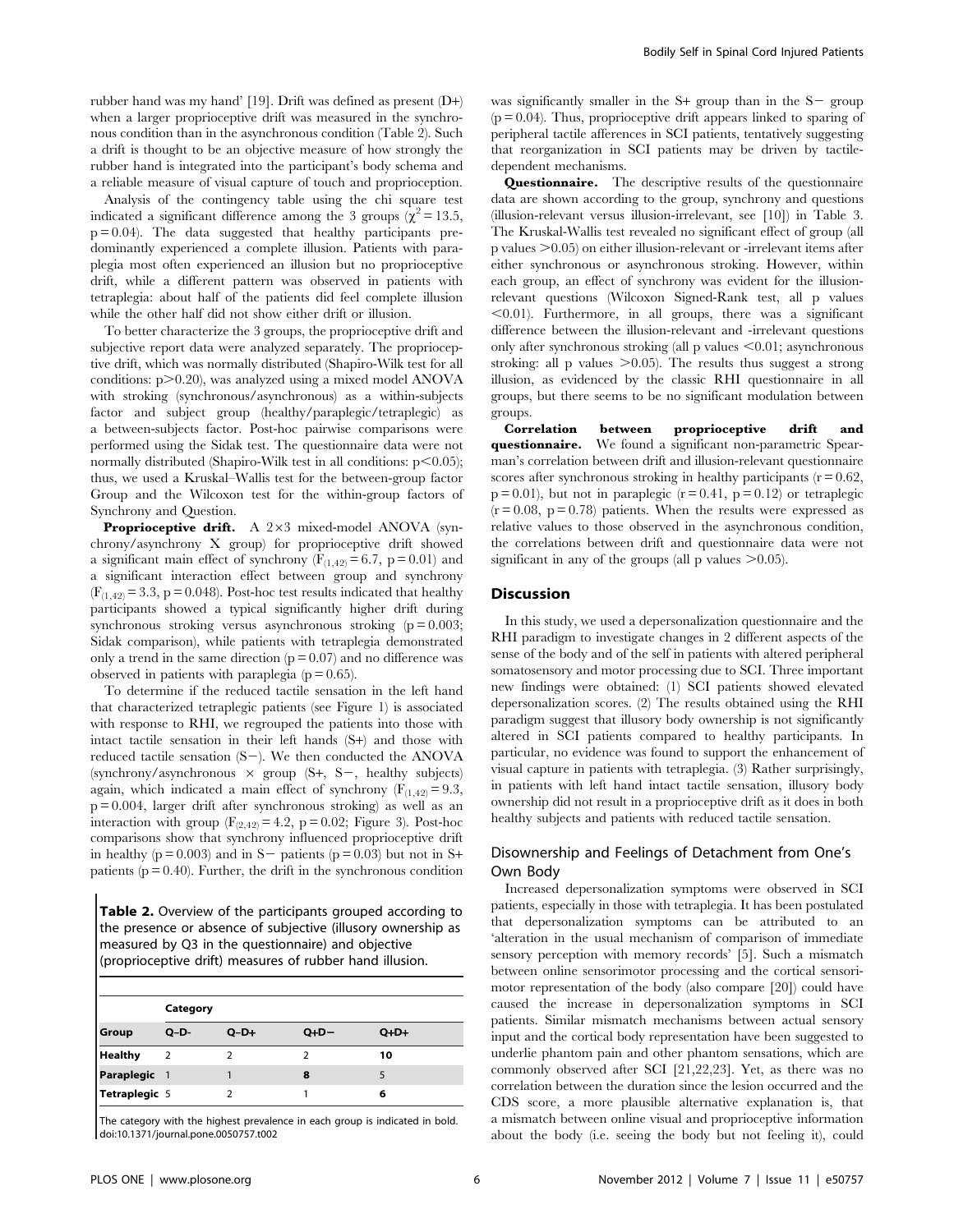rubber hand was my hand' [19]. Drift was defined as present (D+) when a larger proprioceptive drift was measured in the synchronous condition than in the asynchronous condition (Table 2). Such a drift is thought to be an objective measure of how strongly the rubber hand is integrated into the participant's body schema and a reliable measure of visual capture of touch and proprioception.

Analysis of the contingency table using the chi square test indicated a significant difference among the 3 groups ($\chi^2 = 13.5$, $p = 0.04$). The data suggested that healthy participants predominantly experienced a complete illusion. Patients with paraplegia most often experienced an illusion but no proprioceptive drift, while a different pattern was observed in patients with tetraplegia: about half of the patients did feel complete illusion while the other half did not show either drift or illusion.

To better characterize the 3 groups, the proprioceptive drift and subjective report data were analyzed separately. The proprioceptive drift, which was normally distributed (Shapiro-Wilk test for all conditions: $p > 0.20$), was analyzed using a mixed model ANOVA with stroking (synchronous/asynchronous) as a within-subjects factor and subject group (healthy/paraplegic/tetraplegic) as a between-subjects factor. Post-hoc pairwise comparisons were performed using the Sidak test. The questionnaire data were not normally distributed (Shapiro-Wilk test in all conditions: $p < 0.05$); thus, we used a Kruskal–Wallis test for the between-group factor Group and the Wilcoxon test for the within-group factors of Synchrony and Question.

**Proprioceptive drift.** A 2×3 mixed-model ANOVA (synchrony/asynchrony X group) for proprioceptive drift showed a significant main effect of synchrony ($F_{(1,42)} = 6.7$, $p = 0.01$) and a significant interaction effect between group and synchrony ($F_{(1,42)} = 3.3$, $p = 0.048$). Post-hoc test results indicated that healthy participants showed a typical significantly higher drift during synchronous stroking versus asynchronous stroking ($p = 0.003$; Sidak comparison), while patients with tetraplegia demonstrated only a trend in the same direction ($p = 0.07$) and no difference was observed in patients with paraplegia ($p = 0.65$).

To determine if the reduced tactile sensation in the left hand that characterized tetraplegic patients (see Figure 1) is associated with response to RHI, we regrouped the patients into those with intact tactile sensation in their left hands (S+) and those with reduced tactile sensation (S−). We then conducted the ANOVA (synchrony/asynchronous × group (S+, S−, healthy subjects) again, which indicated a main effect of synchrony ($F_{(1,42)} = 9.3$, $p = 0.004$, larger drift after synchronous stroking) as well as an interaction with group ($F_{(2,42)} = 4.2$, $p = 0.02$; Figure 3). Post-hoc comparisons show that synchrony influenced proprioceptive drift in healthy ($p = 0.003$) and in S− patients ($p = 0.03$) but not in S+ patients ($p = 0.40$). Further, the drift in the synchronous condition was significantly smaller in the S+ group than in the S− group ($p = 0.04$). Thus, proprioceptive drift appears linked to sparing of peripheral tactile afferences in SCI patients, tentatively suggesting that reorganization in SCI patients may be driven by tactile-dependent mechanisms.

**Table 2.** Overview of the participants grouped according to the presence or absence of subjective (illusory ownership as measured by Q3 in the questionnaire) and objective (proprioceptive drift) measures of rubber hand illusion.

| | Category | | | |
|---|---|---|---|---|
| **Group** | **Q–D-** | **Q–D+** | **Q+D−** | **Q+D+** |
| **Healthy** | 2 | 2 | 2 | **10** |
| **Paraplegic** | 1 | 1 | **8** | 5 |
| **Tetraplegic** | 5 | 2 | 1 | **6** |

The category with the highest prevalence in each group is indicated in bold.
doi:10.1371/journal.pone.0050757.t002

**Questionnaire.** The descriptive results of the questionnaire data are shown according to the group, synchrony and questions (illusion-relevant versus illusion-irrelevant, see [10]) in Table 3. The Kruskal-Wallis test revealed no significant effect of group (all p values $>0.05$) on either illusion-relevant or -irrelevant items after either synchronous or asynchronous stroking. However, within each group, an effect of synchrony was evident for the illusion-relevant questions (Wilcoxon Signed-Rank test, all p values $<0.01$). Furthermore, in all groups, there was a significant difference between the illusion-relevant and -irrelevant questions only after synchronous stroking (all p values $<0.01$; asynchronous stroking: all p values $>0.05$). The results thus suggest a strong illusion, as evidenced by the classic RHI questionnaire in all groups, but there seems to be no significant modulation between groups.

**Correlation between proprioceptive drift and questionnaire.** We found a significant non-parametric Spearman's correlation between drift and illusion-relevant questionnaire scores after synchronous stroking in healthy participants ($r = 0.62$, $p = 0.01$), but not in paraplegic ($r = 0.41$, $p = 0.12$) or tetraplegic ($r = 0.08$, $p = 0.78$) patients. When the results were expressed as relative values to those observed in the asynchronous condition, the correlations between drift and questionnaire data were not significant in any of the groups (all p values $>0.05$).

## Discussion

In this study, we used a depersonalization questionnaire and the RHI paradigm to investigate changes in 2 different aspects of the sense of the body and of the self in patients with altered peripheral somatosensory and motor processing due to SCI. Three important new findings were obtained: (1) SCI patients showed elevated depersonalization scores. (2) The results obtained using the RHI paradigm suggest that illusory body ownership is not significantly altered in SCI patients compared to healthy participants. In particular, no evidence was found to support the enhancement of visual capture in patients with tetraplegia. (3) Rather surprisingly, in patients with left hand intact tactile sensation, illusory body ownership did not result in a proprioceptive drift as it does in both healthy subjects and patients with reduced tactile sensation.

### Disownership and Feelings of Detachment from One's Own Body

Increased depersonalization symptoms were observed in SCI patients, especially in those with tetraplegia. It has been postulated that depersonalization symptoms can be attributed to an 'alteration in the usual mechanism of comparison of immediate sensory perception with memory records' [5]. Such a mismatch between online sensorimotor processing and the cortical sensorimotor representation of the body (also compare [20]) could have caused the increase in depersonalization symptoms in SCI patients. Similar mismatch mechanisms between actual sensory input and the cortical body representation have been suggested to underlie phantom pain and other phantom sensations, which are commonly observed after SCI [21,22,23]. Yet, as there was no correlation between the duration since the lesion occurred and the CDS score, a more plausible alternative explanation is, that a mismatch between online visual and proprioceptive information about the body (i.e. seeing the body but not feeling it), could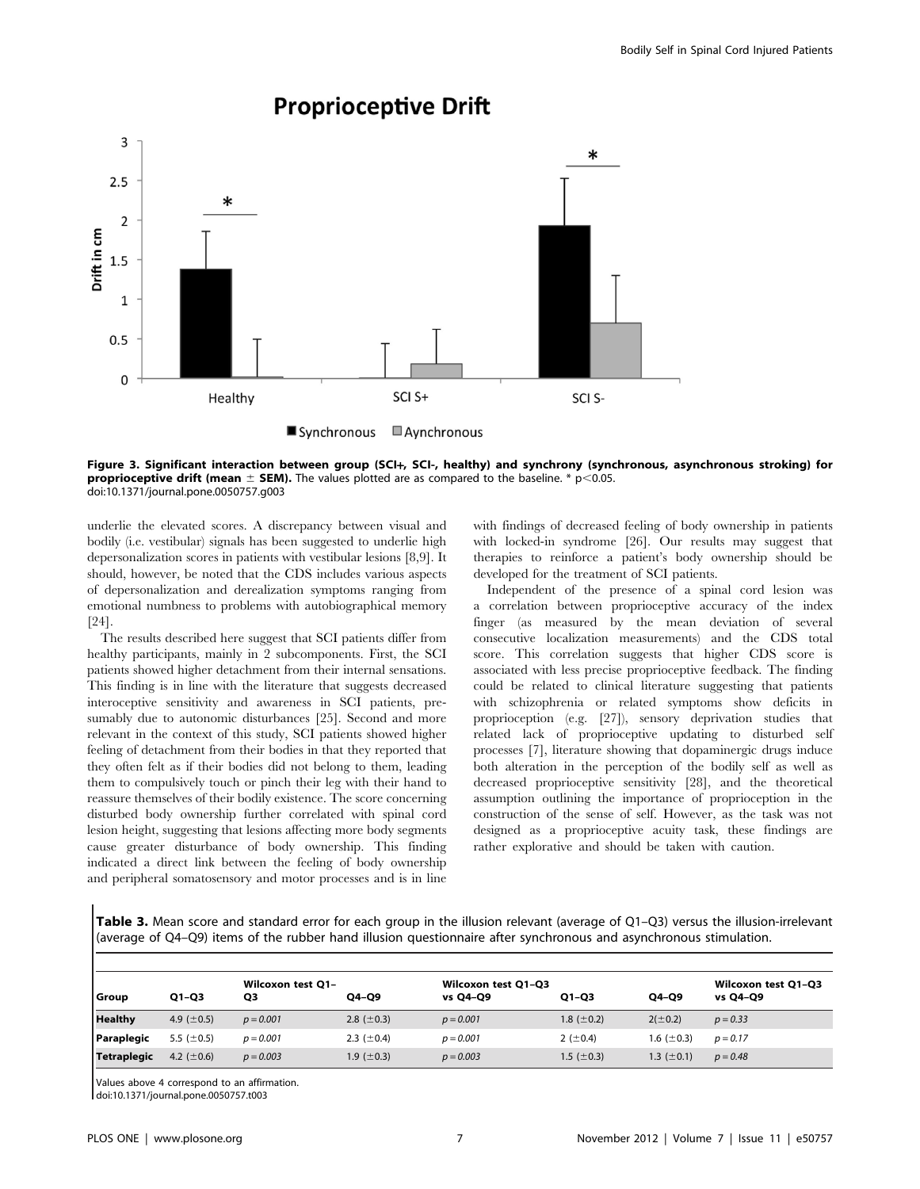Figure 3. Significant interaction between group (SCI+, SCI-, healthy) and synchrony (synchronous, asynchronous stroking) for proprioceptive drift (mean ± SEM). The values plotted are as compared to the baseline. * $p<0.05$.
doi:10.1371/journal.pone.0050757.g003

underlie the elevated scores. A discrepancy between visual and bodily (i.e. vestibular) signals has been suggested to underlie high depersonalization scores in patients with vestibular lesions [8,9]. It should, however, be noted that the CDS includes various aspects of depersonalization and derealization symptoms ranging from emotional numbness to problems with autobiographical memory [24].

The results described here suggest that SCI patients differ from healthy participants, mainly in 2 subcomponents. First, the SCI patients showed higher detachment from their internal sensations. This finding is in line with the literature that suggests decreased interoceptive sensitivity and awareness in SCI patients, presumably due to autonomic disturbances [25]. Second and more relevant in the context of this study, SCI patients showed higher feeling of detachment from their bodies in that they reported that they often felt as if their bodies did not belong to them, leading them to compulsively touch or pinch their leg with their hand to reassure themselves of their bodily existence. The score concerning disturbed body ownership further correlated with spinal cord lesion height, suggesting that lesions affecting more body segments cause greater disturbance of body ownership. This finding indicated a direct link between the feeling of body ownership and peripheral somatosensory and motor processes and is in line with findings of decreased feeling of body ownership in patients with locked-in syndrome [26]. Our results may suggest that therapies to reinforce a patient's body ownership should be developed for the treatment of SCI patients.

Independent of the presence of a spinal cord lesion was a correlation between proprioceptive accuracy of the index finger (as measured by the mean deviation of several consecutive localization measurements) and the CDS total score. This correlation suggests that higher CDS score is associated with less precise proprioceptive feedback. The finding could be related to clinical literature suggesting that patients with schizophrenia or related symptoms show deficits in proprioception (e.g. [27]), sensory deprivation studies that related lack of proprioceptive updating to disturbed self processes [7], literature showing that dopaminergic drugs induce both alteration in the perception of the bodily self as well as decreased proprioceptive sensitivity [28], and the theoretical assumption outlining the importance of proprioception in the construction of the sense of self. However, as the task was not designed as a proprioceptive acuity task, these findings are rather explorative and should be taken with caution.

**Table 3.** Mean score and standard error for each group in the illusion relevant (average of Q1–Q3) versus the illusion-irrelevant (average of Q4–Q9) items of the rubber hand illusion questionnaire after synchronous and asynchronous stimulation.

| Group | Q1–Q3 | Wilcoxon test Q1–Q3 | Q4–Q9 | Wilcoxon test Q1–Q3 vs Q4–Q9 | Q1–Q3 | Q4–Q9 | Wilcoxon test Q1–Q3 vs Q4–Q9 |
|---|---|---|---|---|---|---|---|
| **Healthy** | 4.9 (±0.5) | $p = 0.001$ | 2.8 (±0.3) | $p = 0.001$ | 1.8 (±0.2) | 2(±0.2) | $p = 0.33$ |
| **Paraplegic** | 5.5 (±0.5) | $p = 0.001$ | 2.3 (±0.4) | $p = 0.001$ | 2 (±0.4) | 1.6 (±0.3) | $p = 0.17$ |
| **Tetraplegic** | 4.2 (±0.6) | $p = 0.003$ | 1.9 (±0.3) | $p = 0.003$ | 1.5 (±0.3) | 1.3 (±0.1) | $p = 0.48$ |

Values above 4 correspond to an affirmation.
doi:10.1371/journal.pone.0050757.t003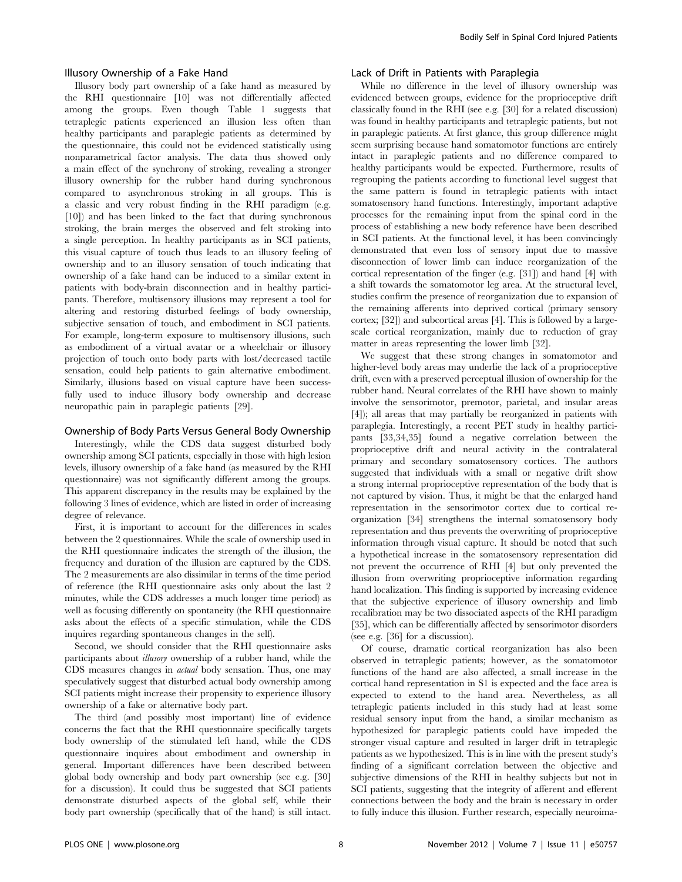### Illusory Ownership of a Fake Hand

Illusory body part ownership of a fake hand as measured by the RHI questionnaire [10] was not differentially affected among the groups. Even though Table 1 suggests that tetraplegic patients experienced an illusion less often than healthy participants and paraplegic patients as determined by the questionnaire, this could not be evidenced statistically using nonparametrical factor analysis. The data thus showed only a main effect of the synchrony of stroking, revealing a stronger illusory ownership for the rubber hand during synchronous compared to asynchronous stroking in all groups. This is a classic and very robust finding in the RHI paradigm (e.g. [10]) and has been linked to the fact that during synchronous stroking, the brain merges the observed and felt stroking into a single perception. In healthy participants as in SCI patients, this visual capture of touch thus leads to an illusory feeling of ownership and to an illusory sensation of touch indicating that ownership of a fake hand can be induced to a similar extent in patients with body-brain disconnection and in healthy participants. Therefore, multisensory illusions may represent a tool for altering and restoring disturbed feelings of body ownership, subjective sensation of touch, and embodiment in SCI patients. For example, long-term exposure to multisensory illusions, such as embodiment of a virtual avatar or a wheelchair or illusory projection of touch onto body parts with lost/decreased tactile sensation, could help patients to gain alternative embodiment. Similarly, illusions based on visual capture have been successfully used to induce illusory body ownership and decrease neuropathic pain in paraplegic patients [29].

### Ownership of Body Parts Versus General Body Ownership

Interestingly, while the CDS data suggest disturbed body ownership among SCI patients, especially in those with high lesion levels, illusory ownership of a fake hand (as measured by the RHI questionnaire) was not significantly different among the groups. This apparent discrepancy in the results may be explained by the following 3 lines of evidence, which are listed in order of increasing degree of relevance.

First, it is important to account for the differences in scales between the 2 questionnaires. While the scale of ownership used in the RHI questionnaire indicates the strength of the illusion, the frequency and duration of the illusion are captured by the CDS. The 2 measurements are also dissimilar in terms of the time period of reference (the RHI questionnaire asks only about the last 2 minutes, while the CDS addresses a much longer time period) as well as focusing differently on spontaneity (the RHI questionnaire asks about the effects of a specific stimulation, while the CDS inquires regarding spontaneous changes in the self).

Second, we should consider that the RHI questionnaire asks participants about *illusory* ownership of a rubber hand, while the CDS measures changes in *actual* body sensation. Thus, one may speculatively suggest that disturbed actual body ownership among SCI patients might increase their propensity to experience illusory ownership of a fake or alternative body part.

The third (and possibly most important) line of evidence concerns the fact that the RHI questionnaire specifically targets body ownership of the stimulated left hand, while the CDS questionnaire inquires about embodiment and ownership in general. Important differences have been described between global body ownership and body part ownership (see e.g. [30] for a discussion). It could thus be suggested that SCI patients demonstrate disturbed aspects of the global self, while their body part ownership (specifically that of the hand) is still intact.

### Lack of Drift in Patients with Paraplegia

While no difference in the level of illusory ownership was evidenced between groups, evidence for the proprioceptive drift classically found in the RHI (see e.g. [30] for a related discussion) was found in healthy participants and tetraplegic patients, but not in paraplegic patients. At first glance, this group difference might seem surprising because hand somatomotor functions are entirely intact in paraplegic patients and no difference compared to healthy participants would be expected. Furthermore, results of regrouping the patients according to functional level suggest that the same pattern is found in tetraplegic patients with intact somatosensory hand functions. Interestingly, important adaptive processes for the remaining input from the spinal cord in the process of establishing a new body reference have been described in SCI patients. At the functional level, it has been convincingly demonstrated that even loss of sensory input due to massive disconnection of lower limb can induce reorganization of the cortical representation of the finger (e.g. [31]) and hand [4] with a shift towards the somatomotor leg area. At the structural level, studies confirm the presence of reorganization due to expansion of the remaining afferents into deprived cortical (primary sensory cortex; [32]) and subcortical areas [4]. This is followed by a large-scale cortical reorganization, mainly due to reduction of gray matter in areas representing the lower limb [32].

We suggest that these strong changes in somatomotor and higher-level body areas may underlie the lack of a proprioceptive drift, even with a preserved perceptual illusion of ownership for the rubber hand. Neural correlates of the RHI have shown to mainly involve the sensorimotor, premotor, parietal, and insular areas [4]); all areas that may partially be reorganized in patients with paraplegia. Interestingly, a recent PET study in healthy participants [33,34,35] found a negative correlation between the proprioceptive drift and neural activity in the contralateral primary and secondary somatosensory cortices. The authors suggested that individuals with a small or negative drift show a strong internal proprioceptive representation of the body that is not captured by vision. Thus, it might be that the enlarged hand representation in the sensorimotor cortex due to cortical reorganization [34] strengthens the internal somatosensory body representation and thus prevents the overwriting of proprioceptive information through visual capture. It should be noted that such a hypothetical increase in the somatosensory representation did not prevent the occurrence of RHI [4] but only prevented the illusion from overwriting proprioceptive information regarding hand localization. This finding is supported by increasing evidence that the subjective experience of illusory ownership and limb recalibration may be two dissociated aspects of the RHI paradigm [35], which can be differentially affected by sensorimotor disorders (see e.g. [36] for a discussion).

Of course, dramatic cortical reorganization has also been observed in tetraplegic patients; however, as the somatomotor functions of the hand are also affected, a small increase in the cortical hand representation in S1 is expected and the face area is expected to extend to the hand area. Nevertheless, as all tetraplegic patients included in this study had at least some residual sensory input from the hand, a similar mechanism as hypothesized for paraplegic patients could have impeded the stronger visual capture and resulted in larger drift in tetraplegic patients as we hypothesized. This is in line with the present study's finding of a significant correlation between the objective and subjective dimensions of the RHI in healthy subjects but not in SCI patients, suggesting that the integrity of afferent and efferent connections between the body and the brain is necessary in order to fully induce this illusion. Further research, especially neuroima-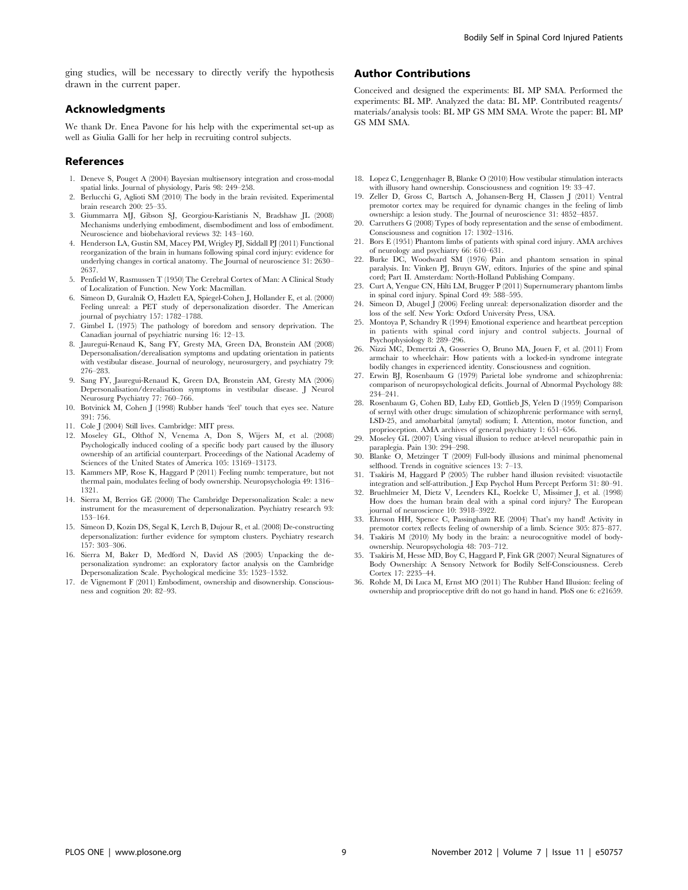ging studies, will be necessary to directly verify the hypothesis drawn in the current paper.

## Acknowledgments

We thank Dr. Enea Pavone for his help with the experimental set-up as well as Giulia Galli for her help in recruiting control subjects.

## Author Contributions

Conceived and designed the experiments: BL MP SMA. Performed the experiments: BL MP. Analyzed the data: BL MP. Contributed reagents/materials/analysis tools: BL MP GS MM SMA. Wrote the paper: BL MP GS MM SMA.

## References

1. Deneve S, Pouget A (2004) Bayesian multisensory integration and cross-modal spatial links. Journal of physiology, Paris 98: 249–258.
2. Berlucchi G, Aglioti SM (2010) The body in the brain revisited. Experimental brain research 200: 25–35.
3. Giummarra MJ, Gibson SJ, Georgiou-Karistianis N, Bradshaw JL (2008) Mechanisms underlying embodiment, disembodiment and loss of embodiment. Neuroscience and biobehavioral reviews 32: 143–160.
4. Henderson LA, Gustin SM, Macey PM, Wrigley PJ, Siddall PJ (2011) Functional reorganization of the brain in humans following spinal cord injury: evidence for underlying changes in cortical anatomy. The Journal of neuroscience 31: 2630–2637.
5. Penfield W, Rasmussen T (1950) The Cerebral Cortex of Man: A Clinical Study of Localization of Function. New York: Macmillan.
6. Simeon D, Guralnik O, Hazlett EA, Spiegel-Cohen J, Hollander E, et al. (2000) Feeling unreal: a PET study of depersonalization disorder. The American journal of psychiatry 157: 1782–1788.
7. Gimbel L (1975) The pathology of boredom and sensory deprivation. The Canadian journal of psychiatric nursing 16: 12–13.
8. Jauregui-Renaud K, Sang FY, Gresty MA, Green DA, Bronstein AM (2008) Depersonalisation/derealisation symptoms and updating orientation in patients with vestibular disease. Journal of neurology, neurosurgery, and psychiatry 79: 276–283.
9. Sang FY, Jauregui-Renaud K, Green DA, Bronstein AM, Gresty MA (2006) Depersonalisation/derealisation symptoms in vestibular disease. J Neurol Neurosurg Psychiatry 77: 760–766.
10. Botvinick M, Cohen J (1998) Rubber hands 'feel' touch that eyes see. Nature 391: 756.
11. Cole J (2004) Still lives. Cambridge: MIT press.
12. Moseley GL, Olthof N, Venema A, Don S, Wijers M, et al. (2008) Psychologically induced cooling of a specific body part caused by the illusory ownership of an artificial counterpart. Proceedings of the National Academy of Sciences of the United States of America 105: 13169–13173.
13. Kammers MP, Rose K, Haggard P (2011) Feeling numb: temperature, but not thermal pain, modulates feeling of body ownership. Neuropsychologia 49: 1316–1321.
14. Sierra M, Berrios GE (2000) The Cambridge Depersonalization Scale: a new instrument for the measurement of depersonalization. Psychiatry research 93: 153–164.
15. Simeon D, Kozin DS, Segal K, Lerch B, Dujour R, et al. (2008) De-constructing depersonalization: further evidence for symptom clusters. Psychiatry research 157: 303–306.
16. Sierra M, Baker D, Medford N, David AS (2005) Unpacking the depersonalization syndrome: an exploratory factor analysis on the Cambridge Depersonalization Scale. Psychological medicine 35: 1523–1532.
17. de Vignemont F (2011) Embodiment, ownership and disownership. Consciousness and cognition 20: 82–93.
18. Lopez C, Lenggenhager B, Blanke O (2010) How vestibular stimulation interacts with illusory hand ownership. Consciousness and cognition 19: 33–47.
19. Zeller D, Gross C, Bartsch A, Johansen-Berg H, Classen J (2011) Ventral premotor cortex may be required for dynamic changes in the feeling of limb ownership: a lesion study. The Journal of neuroscience 31: 4852–4857.
20. Carruthers G (2008) Types of body representation and the sense of embodiment. Consciousness and cognition 17: 1302–1316.
21. Bors E (1951) Phantom limbs of patients with spinal cord injury. AMA archives of neurology and psychiatry 66: 610–631.
22. Burke DC, Woodward SM (1976) Pain and phantom sensation in spinal paralysis. In: Vinken PJ, Bruyn GW, editors. Injuries of the spine and spinal cord; Part II. Amsterdam: North-Holland Publishing Company.
23. Curt A, Yengue CN, Hilti LM, Brugger P (2011) Supernumerary phantom limbs in spinal cord injury. Spinal Cord 49: 588–595.
24. Simeon D, Abugel J (2006) Feeling unreal: depersonalization disorder and the loss of the self. New York: Oxford University Press, USA.
25. Montoya P, Schandry R (1994) Emotional experience and heartbeat perception in patients with spinal cord injury and control subjects. Journal of Psychophysiology 8: 289–296.
26. Nizzi MC, Demertzi A, Gosseries O, Bruno MA, Jouen F, et al. (2011) From armchair to wheelchair: How patients with a locked-in syndrome integrate bodily changes in experienced identity. Consciousness and cognition.
27. Erwin BJ, Rosenbaum G (1979) Parietal lobe syndrome and schizophrenia: comparison of neuropsychological deficits. Journal of Abnormal Psychology 88: 234–241.
28. Rosenbaum G, Cohen BD, Luby ED, Gottlieb JS, Yelen D (1959) Comparison of sernyl with other drugs: simulation of schizophrenic performance with sernyl, LSD-25, and amobarbital (amytal) sodium; I. Attention, motor function, and proprioception. AMA archives of general psychiatry 1: 651–656.
29. Moseley GL (2007) Using visual illusion to reduce at-level neuropathic pain in paraplegia. Pain 130: 294–298.
30. Blanke O, Metzinger T (2009) Full-body illusions and minimal phenomenal selfhood. Trends in cognitive sciences 13: 7–13.
31. Tsakiris M, Haggard P (2005) The rubber hand illusion revisited: visuotactile integration and self-attribution. J Exp Psychol Hum Percept Perform 31: 80–91.
32. Bruehlmeier M, Dietz V, Leenders KL, Roelcke U, Missimer J, et al. (1998) How does the human brain deal with a spinal cord injury? The European journal of neuroscience 10: 3918–3922.
33. Ehrsson HH, Spence C, Passingham RE (2004) That's my hand! Activity in premotor cortex reflects feeling of ownership of a limb. Science 305: 875–877.
34. Tsakiris M (2010) My body in the brain: a neurocognitive model of body-ownership. Neuropsychologia 48: 703–712.
35. Tsakiris M, Hesse MD, Boy C, Haggard P, Fink GR (2007) Neural Signatures of Body Ownership: A Sensory Network for Bodily Self-Consciousness. Cereb Cortex 17: 2235–44.
36. Rohde M, Di Luca M, Ernst MO (2011) The Rubber Hand Illusion: feeling of ownership and proprioceptive drift do not go hand in hand. PloS one 6: e21659.